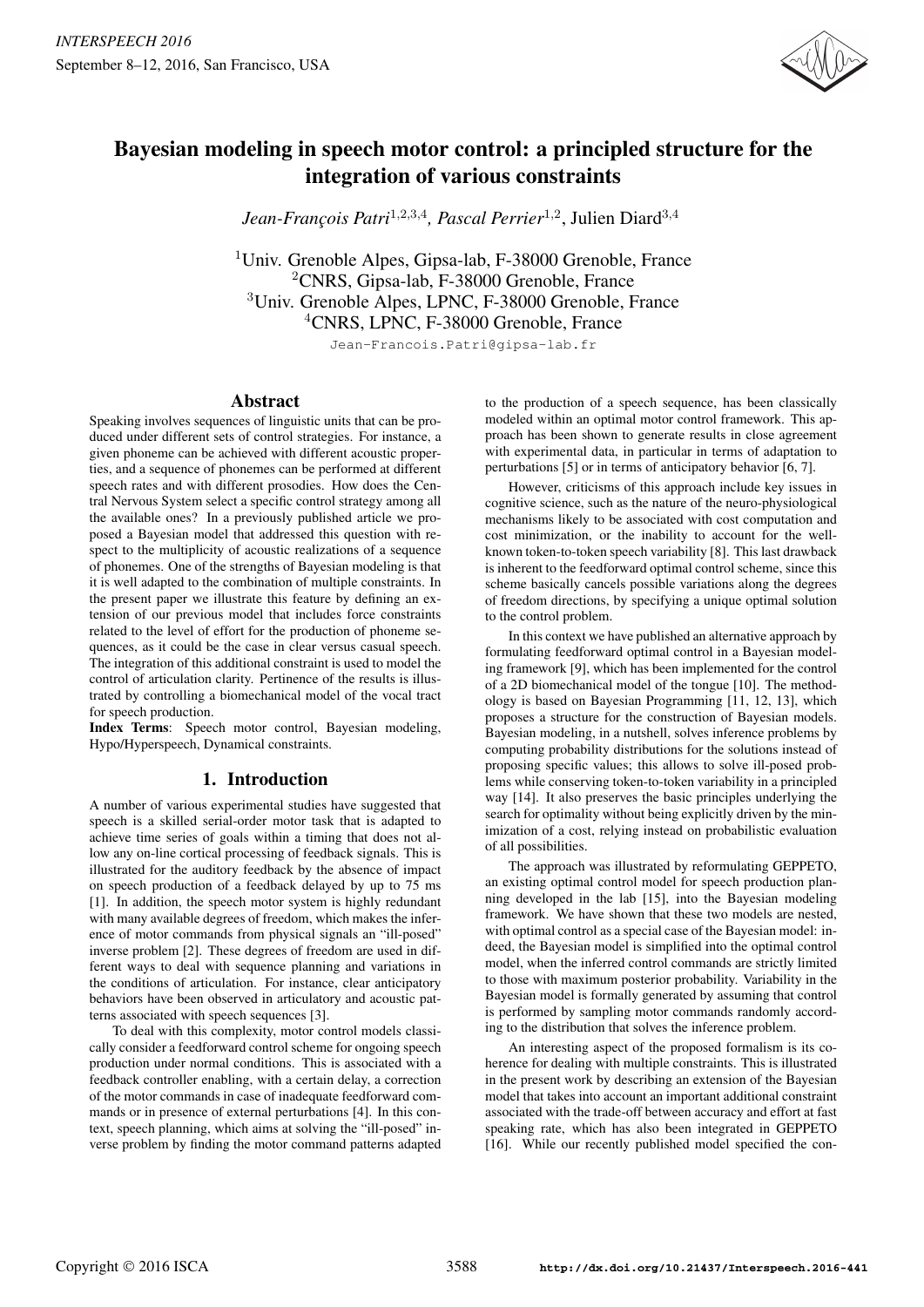# Bayesian modeling in speech motor control: a principled structure for the integration of various constraints

*Jean-François Patri*[1,2,3,4], *Pascal Perrier*[1,2], Julien Diard[3,4]

[1]Univ. Grenoble Alpes, Gipsa-lab, F-38000 Grenoble, France
[2]CNRS, Gipsa-lab, F-38000 Grenoble, France
[3]Univ. Grenoble Alpes, LPNC, F-38000 Grenoble, France
[4]CNRS, LPNC, F-38000 Grenoble, France

Jean-Francois.Patri@gipsa-lab.fr

## Abstract

Speaking involves sequences of linguistic units that can be produced under different sets of control strategies. For instance, a given phoneme can be achieved with different acoustic properties, and a sequence of phonemes can be performed at different speech rates and with different prosodies. How does the Central Nervous System select a specific control strategy among all the available ones? In a previously published article we proposed a Bayesian model that addressed this question with respect to the multiplicity of acoustic realizations of a sequence of phonemes. One of the strengths of Bayesian modeling is that it is well adapted to the combination of multiple constraints. In the present paper we illustrate this feature by defining an extension of our previous model that includes force constraints related to the level of effort for the production of phoneme sequences, as it could be the case in clear versus casual speech. The integration of this additional constraint is used to model the control of articulation clarity. Pertinence of the results is illustrated by controlling a biomechanical model of the vocal tract for speech production.

**Index Terms**: Speech motor control, Bayesian modeling, Hypo/Hyperspeech, Dynamical constraints.

## 1. Introduction

A number of various experimental studies have suggested that speech is a skilled serial-order motor task that is adapted to achieve time series of goals within a timing that does not allow any on-line cortical processing of feedback signals. This is illustrated for the auditory feedback by the absence of impact on speech production of a feedback delayed by up to 75 ms [1]. In addition, the speech motor system is highly redundant with many available degrees of freedom, which makes the inference of motor commands from physical signals an "ill-posed" inverse problem [2]. These degrees of freedom are used in different ways to deal with sequence planning and variations in the conditions of articulation. For instance, clear anticipatory behaviors have been observed in articulatory and acoustic patterns associated with speech sequences [3].

To deal with this complexity, motor control models classically consider a feedforward control scheme for ongoing speech production under normal conditions. This is associated with a feedback controller enabling, with a certain delay, a correction of the motor commands in case of inadequate feedforward commands or in presence of external perturbations [4]. In this context, speech planning, which aims at solving the "ill-posed" inverse problem by finding the motor command patterns adapted to the production of a speech sequence, has been classically modeled within an optimal motor control framework. This approach has been shown to generate results in close agreement with experimental data, in particular in terms of adaptation to perturbations [5] or in terms of anticipatory behavior [6, 7].

However, criticisms of this approach include key issues in cognitive science, such as the nature of the neuro-physiological mechanisms likely to be associated with cost computation and cost minimization, or the inability to account for the well-known token-to-token speech variability [8]. This last drawback is inherent to the feedforward optimal control scheme, since this scheme basically cancels possible variations along the degrees of freedom directions, by specifying a unique optimal solution to the control problem.

In this context we have published an alternative approach by formulating feedforward optimal control in a Bayesian modeling framework [9], which has been implemented for the control of a 2D biomechanical model of the tongue [10]. The methodology is based on Bayesian Programming [11, 12, 13], which proposes a structure for the construction of Bayesian models. Bayesian modeling, in a nutshell, solves inference problems by computing probability distributions for the solutions instead of proposing specific values; this allows to solve ill-posed problems while conserving token-to-token variability in a principled way [14]. It also preserves the basic principles underlying the search for optimality without being explicitly driven by the minimization of a cost, relying instead on probabilistic evaluation of all possibilities.

The approach was illustrated by reformulating GEPPETO, an existing optimal control model for speech production planning developed in the lab [15], into the Bayesian modeling framework. We have shown that these two models are nested, with optimal control as a special case of the Bayesian model: indeed, the Bayesian model is simplified into the optimal control model, when the inferred control commands are strictly limited to those with maximum posterior probability. Variability in the Bayesian model is formally generated by assuming that control is performed by sampling motor commands randomly according to the distribution that solves the inference problem.

An interesting aspect of the proposed formalism is its coherence for dealing with multiple constraints. This is illustrated in the present work by describing an extension of the Bayesian model that takes into account an important additional constraint associated with the trade-off between accuracy and effort at fast speaking rate, which has also been integrated in GEPPETO [16]. While our recently published model specified the con-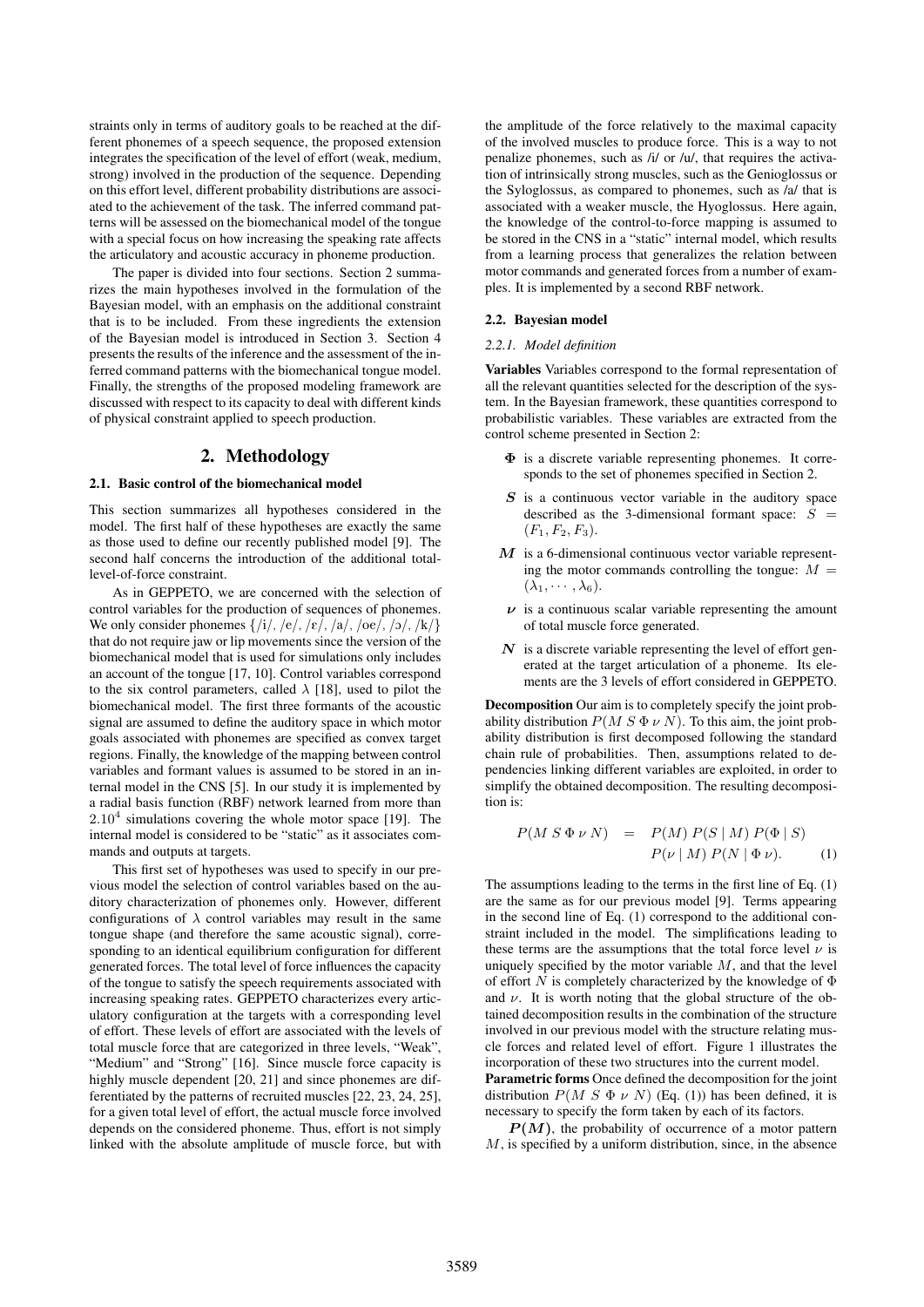straints only in terms of auditory goals to be reached at the different phonemes of a speech sequence, the proposed extension integrates the specification of the level of effort (weak, medium, strong) involved in the production of the sequence. Depending on this effort level, different probability distributions are associated to the achievement of the task. The inferred command patterns will be assessed on the biomechanical model of the tongue with a special focus on how increasing the speaking rate affects the articulatory and acoustic accuracy in phoneme production.

The paper is divided into four sections. Section 2 summarizes the main hypotheses involved in the formulation of the Bayesian model, with an emphasis on the additional constraint that is to be included. From these ingredients the extension of the Bayesian model is introduced in Section 3. Section 4 presents the results of the inference and the assessment of the inferred command patterns with the biomechanical tongue model. Finally, the strengths of the proposed modeling framework are discussed with respect to its capacity to deal with different kinds of physical constraint applied to speech production.

# 2. Methodology

### 2.1. Basic control of the biomechanical model

This section summarizes all hypotheses considered in the model. The first half of these hypotheses are exactly the same as those used to define our recently published model [9]. The second half concerns the introduction of the additional total-level-of-force constraint.

As in GEPPETO, we are concerned with the selection of control variables for the production of sequences of phonemes. We only consider phonemes {/i/, /e/, /ɛ/, /a/, /oe/, /ɔ/, /k/} that do not require jaw or lip movements since the version of the biomechanical model that is used for simulations only includes an account of the tongue [17, 10]. Control variables correspond to the six control parameters, called $\lambda$ [18], used to pilot the biomechanical model. The first three formants of the acoustic signal are assumed to define the auditory space in which motor goals associated with phonemes are specified as convex target regions. Finally, the knowledge of the mapping between control variables and formant values is assumed to be stored in an internal model in the CNS [5]. In our study it is implemented by a radial basis function (RBF) network learned from more than $2.10^4$ simulations covering the whole motor space [19]. The internal model is considered to be "static" as it associates commands and outputs at targets.

This first set of hypotheses was used to specify in our previous model the selection of control variables based on the auditory characterization of phonemes only. However, different configurations of $\lambda$ control variables may result in the same tongue shape (and therefore the same acoustic signal), corresponding to an identical equilibrium configuration for different generated forces. The total level of force influences the capacity of the tongue to satisfy the speech requirements associated with increasing speaking rates. GEPPETO characterizes every articulatory configuration at the targets with a corresponding level of effort. These levels of effort are associated with the levels of total muscle force that are categorized in three levels, "Weak", "Medium" and "Strong" [16]. Since muscle force capacity is highly muscle dependent [20, 21] and since phonemes are differentiated by the patterns of recruited muscles [22, 23, 24, 25], for a given total level of effort, the actual muscle force involved depends on the considered phoneme. Thus, effort is not simply linked with the absolute amplitude of muscle force, but with the amplitude of the force relatively to the maximal capacity of the involved muscles to produce force. This is a way to not penalize phonemes, such as /i/ or /u/, that requires the activation of intrinsically strong muscles, such as the Genioglossus or the Syloglossus, as compared to phonemes, such as /a/ that is associated with a weaker muscle, the Hyoglossus. Here again, the knowledge of the control-to-force mapping is assumed to be stored in the CNS in a "static" internal model, which results from a learning process that generalizes the relation between motor commands and generated forces from a number of examples. It is implemented by a second RBF network.

### 2.2. Bayesian model

#### *2.2.1. Model definition*

**Variables** Variables correspond to the formal representation of all the relevant quantities selected for the description of the system. In the Bayesian framework, these quantities correspond to probabilistic variables. These variables are extracted from the control scheme presented in Section 2:

- $\mathbf{\Phi}$ is a discrete variable representing phonemes. It corresponds to the set of phonemes specified in Section 2.
- $\boldsymbol{S}$ is a continuous vector variable in the auditory space described as the 3-dimensional formant space: $S = (F_1, F_2, F_3)$.
- $\boldsymbol{M}$ is a 6-dimensional continuous vector variable representing the motor commands controlling the tongue: $M = (\lambda_1, \cdots, \lambda_6)$.
- $\boldsymbol{\nu}$ is a continuous scalar variable representing the amount of total muscle force generated.
- $\boldsymbol{N}$ is a discrete variable representing the level of effort generated at the target articulation of a phoneme. Its elements are the 3 levels of effort considered in GEPPETO.

**Decomposition** Our aim is to completely specify the joint probability distribution $P(M\ S\ \Phi\ \nu\ N)$. To this aim, the joint probability distribution is first decomposed following the standard chain rule of probabilities. Then, assumptions related to dependencies linking different variables are exploited, in order to simplify the obtained decomposition. The resulting decomposition is:

$$P(M\ S\ \Phi\ \nu\ N) \ = \ P(M)\ P(S \mid M)\ P(\Phi \mid S)\ P(\nu \mid M)\ P(N \mid \Phi\ \nu). \tag{1}$$

The assumptions leading to the terms in the first line of Eq. (1) are the same as for our previous model [9]. Terms appearing in the second line of Eq. (1) correspond to the additional constraint included in the model. The simplifications leading to these terms are the assumptions that the total force level $\nu$ is uniquely specified by the motor variable $M$, and that the level of effort $N$ is completely characterized by the knowledge of $\Phi$ and $\nu$. It is worth noting that the global structure of the obtained decomposition results in the combination of the structure involved in our previous model with the structure relating muscle forces and related level of effort. Figure 1 illustrates the incorporation of these two structures into the current model.

**Parametric forms** Once defined the decomposition for the joint distribution $P(M\ S\ \Phi\ \nu\ N)$ (Eq. (1)) has been defined, it is necessary to specify the form taken by each of its factors.

$\boldsymbol{P(M)}$, the probability of occurrence of a motor pattern $M$, is specified by a uniform distribution, since, in the absence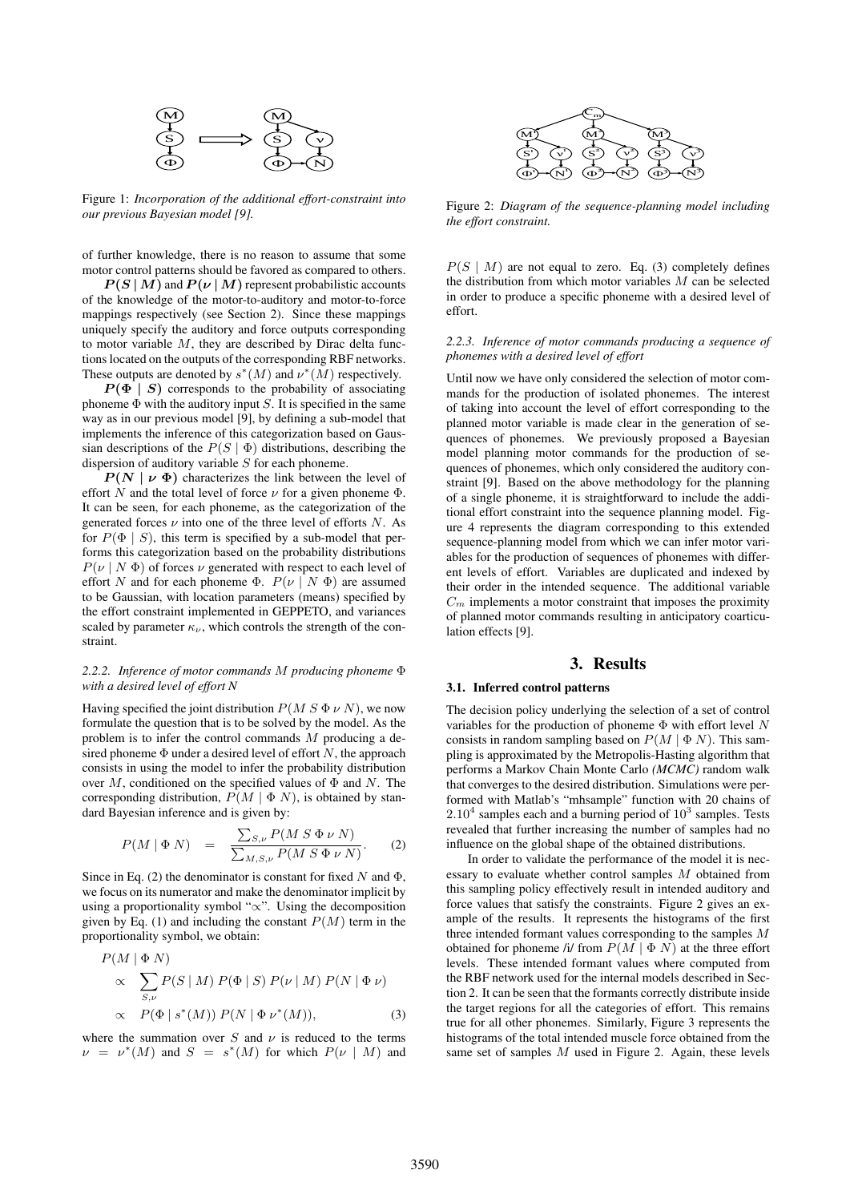Figure 1: *Incorporation of the additional effort-constraint into our previous Bayesian model [9].*

of further knowledge, there is no reason to assume that some motor control patterns should be favored as compared to others.

$\boldsymbol{P(S \mid M)}$ and $\boldsymbol{P(\nu \mid M)}$ represent probabilistic accounts of the knowledge of the motor-to-auditory and motor-to-force mappings respectively (see Section 2). Since these mappings uniquely specify the auditory and force outputs corresponding to motor variable $M$, they are described by Dirac delta functions located on the outputs of the corresponding RBF networks. These outputs are denoted by $s^*(M)$ and $\nu^*(M)$ respectively.

$\boldsymbol{P(\Phi \mid S)}$ corresponds to the probability of associating phoneme $\Phi$ with the auditory input $S$. It is specified in the same way as in our previous model [9], by defining a sub-model that implements the inference of this categorization based on Gaussian descriptions of the $P(S \mid \Phi)$ distributions, describing the dispersion of auditory variable $S$ for each phoneme.

$\boldsymbol{P(N \mid \nu\ \Phi)}$ characterizes the link between the level of effort $N$ and the total level of force $\nu$ for a given phoneme $\Phi$. It can be seen, for each phoneme, as the categorization of the generated forces $\nu$ into one of the three level of efforts $N$. As for $P(\Phi \mid S)$, this term is specified by a sub-model that performs this categorization based on the probability distributions $P(\nu \mid N\ \Phi)$ of forces $\nu$ generated with respect to each level of effort $N$ and for each phoneme $\Phi$. $P(\nu \mid N\ \Phi)$ are assumed to be Gaussian, with location parameters (means) specified by the effort constraint implemented in GEPPETO, and variances scaled by parameter $\kappa_\nu$, which controls the strength of the constraint.

#### 2.2.2. Inference of motor commands $M$ producing phoneme $\Phi$ with a desired level of effort $N$

Having specified the joint distribution $P(M\ S\ \Phi\ \nu\ N)$, we now formulate the question that is to be solved by the model. As the problem is to infer the control commands $M$ producing a desired phoneme $\Phi$ under a desired level of effort $N$, the approach consists in using the model to infer the probability distribution over $M$, conditioned on the specified values of $\Phi$ and $N$. The corresponding distribution, $P(M \mid \Phi\ N)$, is obtained by standard Bayesian inference and is given by:

$$P(M \mid \Phi\ N) \quad = \quad \frac{\sum_{S,\nu} P(M\ S\ \Phi\ \nu\ N)}{\sum_{M,S,\nu} P(M\ S\ \Phi\ \nu\ N)}. \qquad (2)$$

Since in Eq. (2) the denominator is constant for fixed $N$ and $\Phi$, we focus on its numerator and make the denominator implicit by using a proportionality symbol "$\propto$". Using the decomposition given by Eq. (1) and including the constant $P(M)$ term in the proportionality symbol, we obtain:

$$\begin{aligned} & P(M \mid \Phi\ N) \\ & \quad \propto \sum_{S,\nu} P(S \mid M)\ P(\Phi \mid S)\ P(\nu \mid M)\ P(N \mid \Phi\ \nu) \\ & \quad \propto P(\Phi \mid s^*(M))\ P(N \mid \Phi\ \nu^*(M)), \end{aligned} \qquad (3)$$

where the summation over $S$ and $\nu$ is reduced to the terms $\nu = \nu^*(M)$ and $S = s^*(M)$ for which $P(\nu \mid M)$ and $P(S \mid M)$ are not equal to zero. Eq. (3) completely defines the distribution from which motor variables $M$ can be selected in order to produce a specific phoneme with a desired level of effort.

#### 2.2.3. Inference of motor commands producing a sequence of phonemes with a desired level of effort

Until now we have only considered the selection of motor commands for the production of isolated phonemes. The interest of taking into account the level of effort corresponding to the planned motor variable is made clear in the generation of sequences of phonemes. We previously proposed a Bayesian model planning motor commands for the production of sequences of phonemes, which only considered the auditory constraint [9]. Based on the above methodology for the planning of a single phoneme, it is straightforward to include the additional effort constraint into the sequence planning model. Figure 4 represents the diagram corresponding to this extended sequence-planning model from which we can infer motor variables for the production of sequences of phonemes with different levels of effort. Variables are duplicated and indexed by their order in the intended sequence. The additional variable $C_m$ implements a motor constraint that imposes the proximity of planned motor commands resulting in anticipatory coarticulation effects [9].

Figure 2: *Diagram of the sequence-planning model including the effort constraint.*

## 3. Results

### 3.1. Inferred control patterns

The decision policy underlying the selection of a set of control variables for the production of phoneme $\Phi$ with effort level $N$ consists in random sampling based on $P(M \mid \Phi\ N)$. This sampling is approximated by the Metropolis-Hasting algorithm that performs a Markov Chain Monte Carlo *(MCMC)* random walk that converges to the desired distribution. Simulations were performed with Matlab's "mhsample" function with 20 chains of $2.10^4$ samples each and a burning period of $10^3$ samples. Tests revealed that further increasing the number of samples had no influence on the global shape of the obtained distributions.

In order to validate the performance of the model it is necessary to evaluate whether control samples $M$ obtained from this sampling policy effectively result in intended auditory and force values that satisfy the constraints. Figure 2 gives an example of the results. It represents the histograms of the first three intended formant values corresponding to the samples $M$ obtained for phoneme /i/ from $P(M \mid \Phi\ N)$ at the three effort levels. These intended formant values where computed from the RBF network used for the internal models described in Section 2. It can be seen that the formants correctly distribute inside the target regions for all the categories of effort. This remains true for all other phonemes. Similarly, Figure 3 represents the histograms of the total intended muscle force obtained from the same set of samples $M$ used in Figure 2. Again, these levels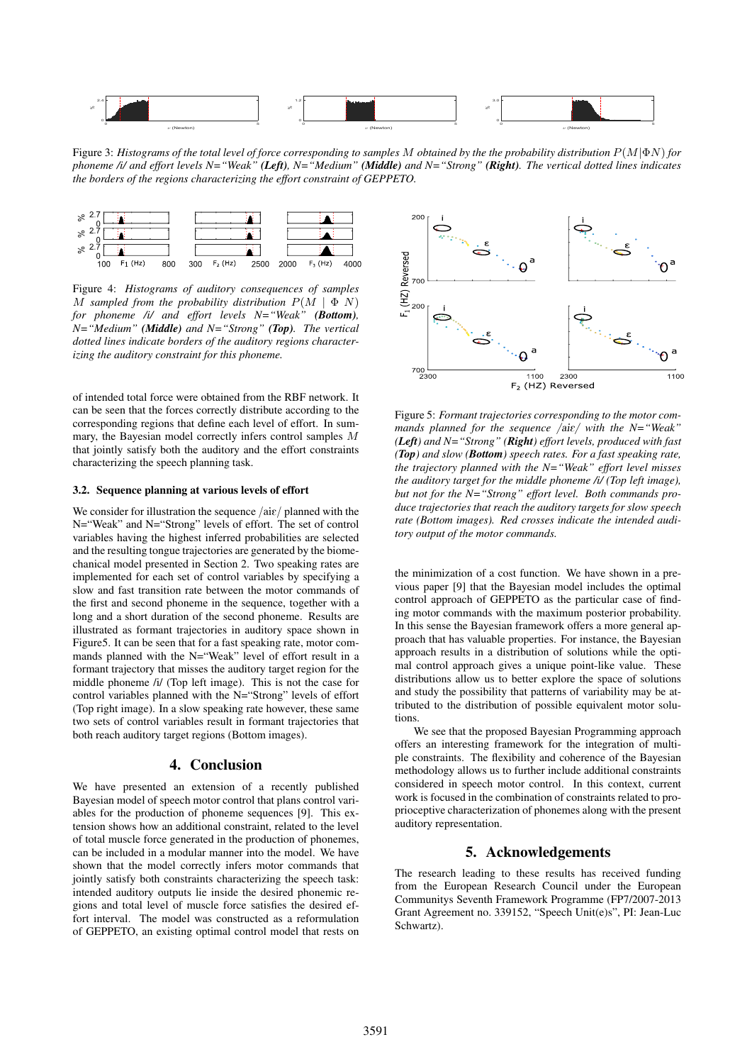Figure 3: *Histograms of the total level of force corresponding to samples $M$ obtained by the the probability distribution $P(M|\Phi N)$ for phoneme /i/ and effort levels N="Weak"* ***(Left)****, N="Medium"* ***(Middle)*** *and N="Strong"* ***(Right)****. The vertical dotted lines indicates the borders of the regions characterizing the effort constraint of GEPPETO.*

Figure 4: *Histograms of auditory consequences of samples $M$ sampled from the probability distribution $P(M \mid \Phi\ N)$ for phoneme /i/ and effort levels N="Weak"* ***(Bottom)****, N="Medium"* ***(Middle)*** *and N="Strong"* ***(Top)****. The vertical dotted lines indicate borders of the auditory regions characterizing the auditory constraint for this phoneme.*

of intended total force were obtained from the RBF network. It can be seen that the forces correctly distribute according to the corresponding regions that define each level of effort. In summary, the Bayesian model correctly infers control samples $M$ that jointly satisfy both the auditory and the effort constraints characterizing the speech planning task.

### 3.2. Sequence planning at various levels of effort

We consider for illustration the sequence /aiɛ/ planned with the N="Weak" and N="Strong" levels of effort. The set of control variables having the highest inferred probabilities are selected and the resulting tongue trajectories are generated by the biomechanical model presented in Section 2. Two speaking rates are implemented for each set of control variables by specifying a slow and fast transition rate between the motor commands of the first and second phoneme in the sequence, together with a long and a short duration of the second phoneme. Results are illustrated as formant trajectories in auditory space shown in Figure5. It can be seen that for a fast speaking rate, motor commands planned with the N="Weak" level of effort result in a formant trajectory that misses the auditory target region for the middle phoneme /i/ (Top left image). This is not the case for control variables planned with the N="Strong" levels of effort (Top right image). In a slow speaking rate however, these same two sets of control variables result in formant trajectories that both reach auditory target regions (Bottom images).

Figure 5: *Formant trajectories corresponding to the motor commands planned for the sequence /aiɛ/ with the N="Weak"* ***(Left)*** *and N="Strong"* ***(Right)*** *effort levels, produced with fast* ***(Top)*** *and slow* ***(Bottom)*** *speech rates. For a fast speaking rate, the trajectory planned with the N="Weak" effort level misses the auditory target for the middle phoneme /i/ (Top left image), but not for the N="Strong" effort level. Both commands produce trajectories that reach the auditory targets for slow speech rate (Bottom images). Red crosses indicate the intended auditory output of the motor commands.*

## 4. Conclusion

We have presented an extension of a recently published Bayesian model of speech motor control that plans control variables for the production of phoneme sequences [9]. This extension shows how an additional constraint, related to the level of total muscle force generated in the production of phonemes, can be included in a modular manner into the model. We have shown that the model correctly infers motor commands that jointly satisfy both constraints characterizing the speech task: intended auditory outputs lie inside the desired phonemic regions and total level of muscle force satisfies the desired effort interval. The model was constructed as a reformulation of GEPPETO, an existing optimal control model that rests on the minimization of a cost function. We have shown in a previous paper [9] that the Bayesian model includes the optimal control approach of GEPPETO as the particular case of finding motor commands with the maximum posterior probability. In this sense the Bayesian framework offers a more general approach that has valuable properties. For instance, the Bayesian approach results in a distribution of solutions while the optimal control approach gives a unique point-like value. These distributions allow us to better explore the space of solutions and study the possibility that patterns of variability may be attributed to the distribution of possible equivalent motor solutions.

We see that the proposed Bayesian Programming approach offers an interesting framework for the integration of multiple constraints. The flexibility and coherence of the Bayesian methodology allows us to further include additional constraints considered in speech motor control. In this context, current work is focused in the combination of constraints related to proprioceptive characterization of phonemes along with the present auditory representation.

## 5. Acknowledgements

The research leading to these results has received funding from the European Research Council under the European Communitys Seventh Framework Programme (FP7/2007-2013 Grant Agreement no. 339152, "Speech Unit(e)s", PI: Jean-Luc Schwartz).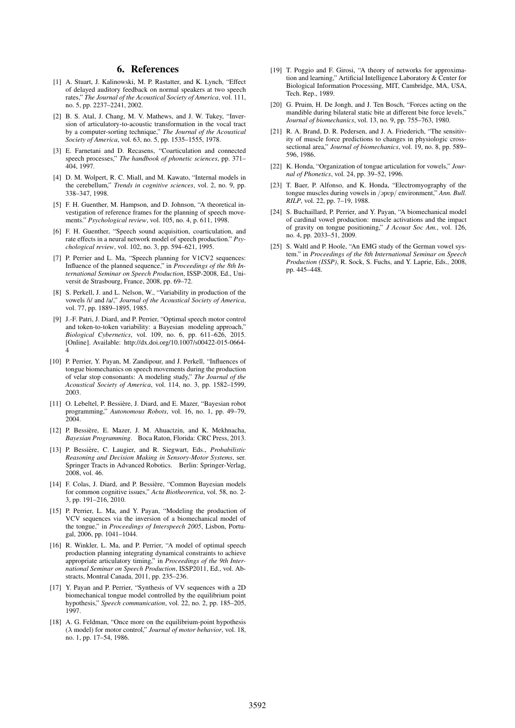## 6. References

[1] A. Stuart, J. Kalinowski, M. P. Rastatter, and K. Lynch, "Effect of delayed auditory feedback on normal speakers at two speech rates," *The Journal of the Acoustical Society of America*, vol. 111, no. 5, pp. 2237–2241, 2002.

[2] B. S. Atal, J. Chang, M. V. Mathews, and J. W. Tukey, "Inversion of articulatory-to-acoustic transformation in the vocal tract by a computer-sorting technique," *The Journal of the Acoustical Society of America*, vol. 63, no. 5, pp. 1535–1555, 1978.

[3] E. Farnetani and D. Recasens, "Coarticulation and connected speech processes," *The handbook of phonetic sciences*, pp. 371–404, 1997.

[4] D. M. Wolpert, R. C. Miall, and M. Kawato, "Internal models in the cerebellum," *Trends in cognitive sciences*, vol. 2, no. 9, pp. 338–347, 1998.

[5] F. H. Guenther, M. Hampson, and D. Johnson, "A theoretical investigation of reference frames for the planning of speech movements." *Psychological review*, vol. 105, no. 4, p. 611, 1998.

[6] F. H. Guenther, "Speech sound acquisition, coarticulation, and rate effects in a neural network model of speech production." *Psychological review*, vol. 102, no. 3, pp. 594–621, 1995.

[7] P. Perrier and L. Ma, "Speech planning for V1CV2 sequences: Influence of the planned sequence," in *Proceedings of the 8th International Seminar on Speech Production*, ISSP-2008, Ed., Universit de Strasbourg, France, 2008, pp. 69–72.

[8] S. Perkell, J. and L. Nelson, W., "Variability in production of the vowels /i/ and /a/," *Journal of the Acoustical Society of America*, vol. 77, pp. 1889–1895, 1985.

[9] J.-F. Patri, J. Diard, and P. Perrier, "Optimal speech motor control and token-to-token variability: a Bayesian modeling approach," *Biological Cybernetics*, vol. 109, no. 6, pp. 611–626, 2015. [Online]. Available: http://dx.doi.org/10.1007/s00422-015-0664-4

[10] P. Perrier, Y. Payan, M. Zandipour, and J. Perkell, "Influences of tongue biomechanics on speech movements during the production of velar stop consonants: A modeling study," *The Journal of the Acoustical Society of America*, vol. 114, no. 3, pp. 1582–1599, 2003.

[11] O. Lebeltel, P. Bessière, J. Diard, and E. Mazer, "Bayesian robot programming," *Autonomous Robots*, vol. 16, no. 1, pp. 49–79, 2004.

[12] P. Bessière, E. Mazer, J. M. Ahuactzin, and K. Mekhnacha, *Bayesian Programming*. Boca Raton, Florida: CRC Press, 2013.

[13] P. Bessière, C. Laugier, and R. Siegwart, Eds., *Probabilistic Reasoning and Decision Making in Sensory-Motor Systems*, ser. Springer Tracts in Advanced Robotics. Berlin: Springer-Verlag, 2008, vol. 46.

[14] F. Colas, J. Diard, and P. Bessière, "Common Bayesian models for common cognitive issues," *Acta Biotheoretica*, vol. 58, no. 2-3, pp. 191–216, 2010.

[15] P. Perrier, L. Ma, and Y. Payan, "Modeling the production of VCV sequences via the inversion of a biomechanical model of the tongue," in *Proceedings of Interspeech 2005*, Lisbon, Portugal, 2006, pp. 1041–1044.

[16] R. Winkler, L. Ma, and P. Perrier, "A model of optimal speech production planning integrating dynamical constraints to achieve appropriate articulatory timing," in *Proceedings of the 9th International Seminar on Speech Production*, ISSP2011, Ed., vol. Abstracts, Montral Canada, 2011, pp. 235–236.

[17] Y. Payan and P. Perrier, "Synthesis of VV sequences with a 2D biomechanical tongue model controlled by the equilibrium point hypothesis," *Speech communication*, vol. 22, no. 2, pp. 185–205, 1997.

[18] A. G. Feldman, "Once more on the equilibrium-point hypothesis ($\lambda$ model) for motor control," *Journal of motor behavior*, vol. 18, no. 1, pp. 17–54, 1986.

[19] T. Poggio and F. Girosi, "A theory of networks for approximation and learning," Artificial Intelligence Laboratory & Center for Biological Information Processing, MIT, Cambridge, MA, USA, Tech. Rep., 1989.

[20] G. Pruim, H. De Jongh, and J. Ten Bosch, "Forces acting on the mandible during bilateral static bite at different bite force levels," *Journal of biomechanics*, vol. 13, no. 9, pp. 755–763, 1980.

[21] R. A. Brand, D. R. Pedersen, and J. A. Friederich, "The sensitivity of muscle force predictions to changes in physiologic cross-sectional area," *Journal of biomechanics*, vol. 19, no. 8, pp. 589–596, 1986.

[22] K. Honda, "Organization of tongue articulation for vowels," *Journal of Phonetics*, vol. 24, pp. 39–52, 1996.

[23] T. Baer, P. Alfonso, and K. Honda, "Electromyography of the tongue muscles during vowels in /əpVp/ environment," *Ann. Bull. RILP*, vol. 22, pp. 7–19, 1988.

[24] S. Buchaillard, P. Perrier, and Y. Payan, "A biomechanical model of cardinal vowel production: muscle activations and the impact of gravity on tongue positioning," *J Acoust Soc Am.*, vol. 126, no. 4, pp. 2033–51, 2009.

[25] S. Waltl and P. Hoole, "An EMG study of the German vowel system." in *Proceedings of the 8th International Seminar on Speech Production (ISSP)*, R. Sock, S. Fuchs, and Y. Laprie, Eds., 2008, pp. 445–448.